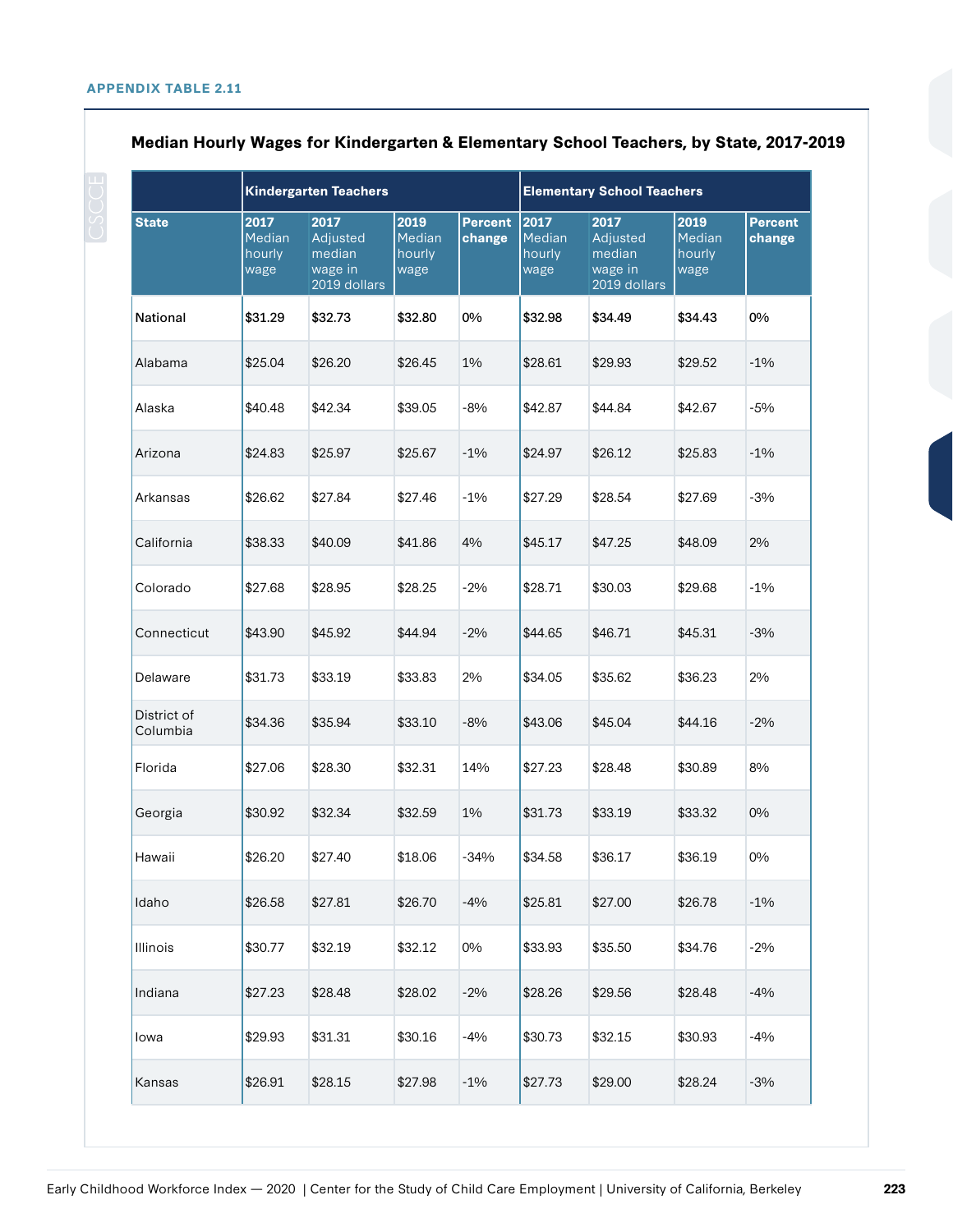APPENDIX TABLE 2.11

## Median Hourly Wages for Kindergarten & Elementary School Teachers, by State, 2017-2019

| | Kindergarten Teachers | | | | Elementary School Teachers | | | |
|---|---|---|---|---|---|---|---|---|
| State | 2017 Median hourly wage | 2017 Adjusted median wage in 2019 dollars | 2019 Median hourly wage | Percent change | 2017 Median hourly wage | 2017 Adjusted median wage in 2019 dollars | 2019 Median hourly wage | Percent change |
| National | $31.29 | $32.73 | $32.80 | 0% | $32.98 | $34.49 | $34.43 | 0% |
| Alabama | $25.04 | $26.20 | $26.45 | 1% | $28.61 | $29.93 | $29.52 | -1% |
| Alaska | $40.48 | $42.34 | $39.05 | -8% | $42.87 | $44.84 | $42.67 | -5% |
| Arizona | $24.83 | $25.97 | $25.67 | -1% | $24.97 | $26.12 | $25.83 | -1% |
| Arkansas | $26.62 | $27.84 | $27.46 | -1% | $27.29 | $28.54 | $27.69 | -3% |
| California | $38.33 | $40.09 | $41.86 | 4% | $45.17 | $47.25 | $48.09 | 2% |
| Colorado | $27.68 | $28.95 | $28.25 | -2% | $28.71 | $30.03 | $29.68 | -1% |
| Connecticut | $43.90 | $45.92 | $44.94 | -2% | $44.65 | $46.71 | $45.31 | -3% |
| Delaware | $31.73 | $33.19 | $33.83 | 2% | $34.05 | $35.62 | $36.23 | 2% |
| District of Columbia | $34.36 | $35.94 | $33.10 | -8% | $43.06 | $45.04 | $44.16 | -2% |
| Florida | $27.06 | $28.30 | $32.31 | 14% | $27.23 | $28.48 | $30.89 | 8% |
| Georgia | $30.92 | $32.34 | $32.59 | 1% | $31.73 | $33.19 | $33.32 | 0% |
| Hawaii | $26.20 | $27.40 | $18.06 | -34% | $34.58 | $36.17 | $36.19 | 0% |
| Idaho | $26.58 | $27.81 | $26.70 | -4% | $25.81 | $27.00 | $26.78 | -1% |
| Illinois | $30.77 | $32.19 | $32.12 | 0% | $33.93 | $35.50 | $34.76 | -2% |
| Indiana | $27.23 | $28.48 | $28.02 | -2% | $28.26 | $29.56 | $28.48 | -4% |
| Iowa | $29.93 | $31.31 | $30.16 | -4% | $30.73 | $32.15 | $30.93 | -4% |
| Kansas | $26.91 | $28.15 | $27.98 | -1% | $27.73 | $29.00 | $28.24 | -3% |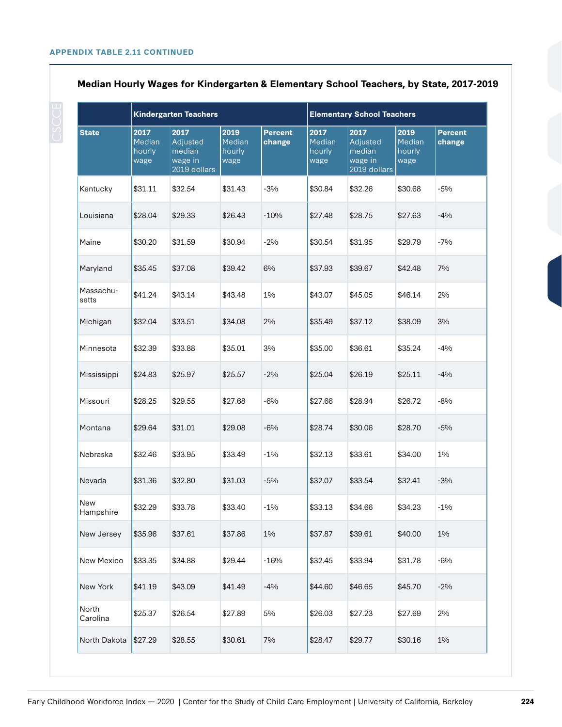**APPENDIX TABLE 2.11 CONTINUED**

### Median Hourly Wages for Kindergarten & Elementary School Teachers, by State, 2017-2019

| | Kindergarten Teachers | | | | Elementary School Teachers | | | |
|---|---|---|---|---|---|---|---|---|
| State | 2017 Median hourly wage | 2017 Adjusted median wage in 2019 dollars | 2019 Median hourly wage | Percent change | 2017 Median hourly wage | 2017 Adjusted median wage in 2019 dollars | 2019 Median hourly wage | Percent change |
| Kentucky | $31.11 | $32.54 | $31.43 | -3% | $30.84 | $32.26 | $30.68 | -5% |
| Louisiana | $28.04 | $29.33 | $26.43 | -10% | $27.48 | $28.75 | $27.63 | -4% |
| Maine | $30.20 | $31.59 | $30.94 | -2% | $30.54 | $31.95 | $29.79 | -7% |
| Maryland | $35.45 | $37.08 | $39.42 | 6% | $37.93 | $39.67 | $42.48 | 7% |
| Massachusetts | $41.24 | $43.14 | $43.48 | 1% | $43.07 | $45.05 | $46.14 | 2% |
| Michigan | $32.04 | $33.51 | $34.08 | 2% | $35.49 | $37.12 | $38.09 | 3% |
| Minnesota | $32.39 | $33.88 | $35.01 | 3% | $35.00 | $36.61 | $35.24 | -4% |
| Mississippi | $24.83 | $25.97 | $25.57 | -2% | $25.04 | $26.19 | $25.11 | -4% |
| Missouri | $28.25 | $29.55 | $27.68 | -6% | $27.66 | $28.94 | $26.72 | -8% |
| Montana | $29.64 | $31.01 | $29.08 | -6% | $28.74 | $30.06 | $28.70 | -5% |
| Nebraska | $32.46 | $33.95 | $33.49 | -1% | $32.13 | $33.61 | $34.00 | 1% |
| Nevada | $31.36 | $32.80 | $31.03 | -5% | $32.07 | $33.54 | $32.41 | -3% |
| New Hampshire | $32.29 | $33.78 | $33.40 | -1% | $33.13 | $34.66 | $34.23 | -1% |
| New Jersey | $35.96 | $37.61 | $37.86 | 1% | $37.87 | $39.61 | $40.00 | 1% |
| New Mexico | $33.35 | $34.88 | $29.44 | -16% | $32.45 | $33.94 | $31.78 | -6% |
| New York | $41.19 | $43.09 | $41.49 | -4% | $44.60 | $46.65 | $45.70 | -2% |
| North Carolina | $25.37 | $26.54 | $27.89 | 5% | $26.03 | $27.23 | $27.69 | 2% |
| North Dakota | $27.29 | $28.55 | $30.61 | 7% | $28.47 | $29.77 | $30.16 | 1% |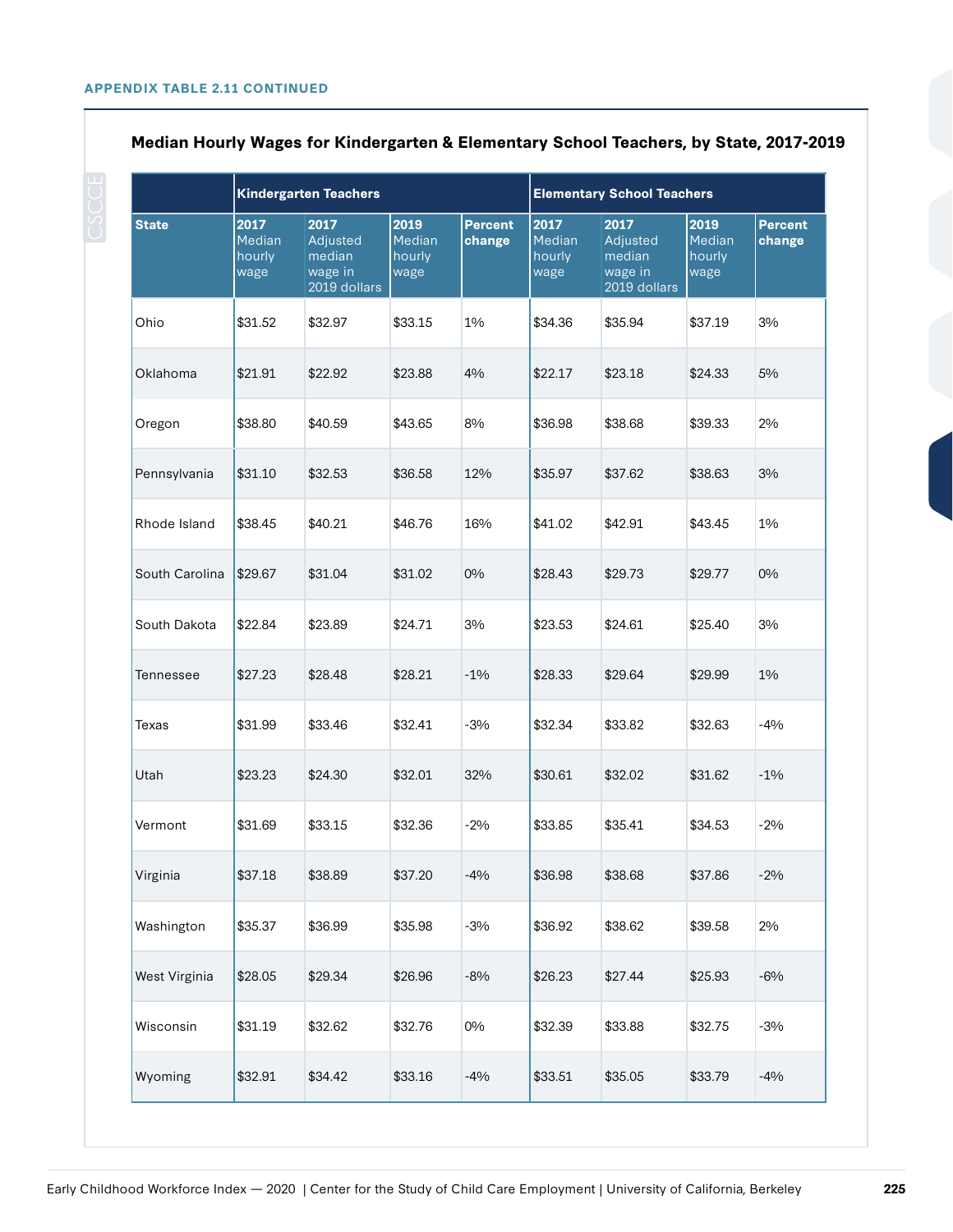**APPENDIX TABLE 2.11 CONTINUED**

### Median Hourly Wages for Kindergarten & Elementary School Teachers, by State, 2017-2019

| | Kindergarten Teachers | | | | Elementary School Teachers | | | |
|---|---|---|---|---|---|---|---|---|
| **State** | **2017** Median hourly wage | **2017** Adjusted median wage in 2019 dollars | **2019** Median hourly wage | **Percent change** | **2017** Median hourly wage | **2017** Adjusted median wage in 2019 dollars | **2019** Median hourly wage | **Percent change** |
| Ohio | $31.52 | $32.97 | $33.15 | 1% | $34.36 | $35.94 | $37.19 | 3% |
| Oklahoma | $21.91 | $22.92 | $23.88 | 4% | $22.17 | $23.18 | $24.33 | 5% |
| Oregon | $38.80 | $40.59 | $43.65 | 8% | $36.98 | $38.68 | $39.33 | 2% |
| Pennsylvania | $31.10 | $32.53 | $36.58 | 12% | $35.97 | $37.62 | $38.63 | 3% |
| Rhode Island | $38.45 | $40.21 | $46.76 | 16% | $41.02 | $42.91 | $43.45 | 1% |
| South Carolina | $29.67 | $31.04 | $31.02 | 0% | $28.43 | $29.73 | $29.77 | 0% |
| South Dakota | $22.84 | $23.89 | $24.71 | 3% | $23.53 | $24.61 | $25.40 | 3% |
| Tennessee | $27.23 | $28.48 | $28.21 | -1% | $28.33 | $29.64 | $29.99 | 1% |
| Texas | $31.99 | $33.46 | $32.41 | -3% | $32.34 | $33.82 | $32.63 | -4% |
| Utah | $23.23 | $24.30 | $32.01 | 32% | $30.61 | $32.02 | $31.62 | -1% |
| Vermont | $31.69 | $33.15 | $32.36 | -2% | $33.85 | $35.41 | $34.53 | -2% |
| Virginia | $37.18 | $38.89 | $37.20 | -4% | $36.98 | $38.68 | $37.86 | -2% |
| Washington | $35.37 | $36.99 | $35.98 | -3% | $36.92 | $38.62 | $39.58 | 2% |
| West Virginia | $28.05 | $29.34 | $26.96 | -8% | $26.23 | $27.44 | $25.93 | -6% |
| Wisconsin | $31.19 | $32.62 | $32.76 | 0% | $32.39 | $33.88 | $32.75 | -3% |
| Wyoming | $32.91 | $34.42 | $33.16 | -4% | $33.51 | $35.05 | $33.79 | -4% |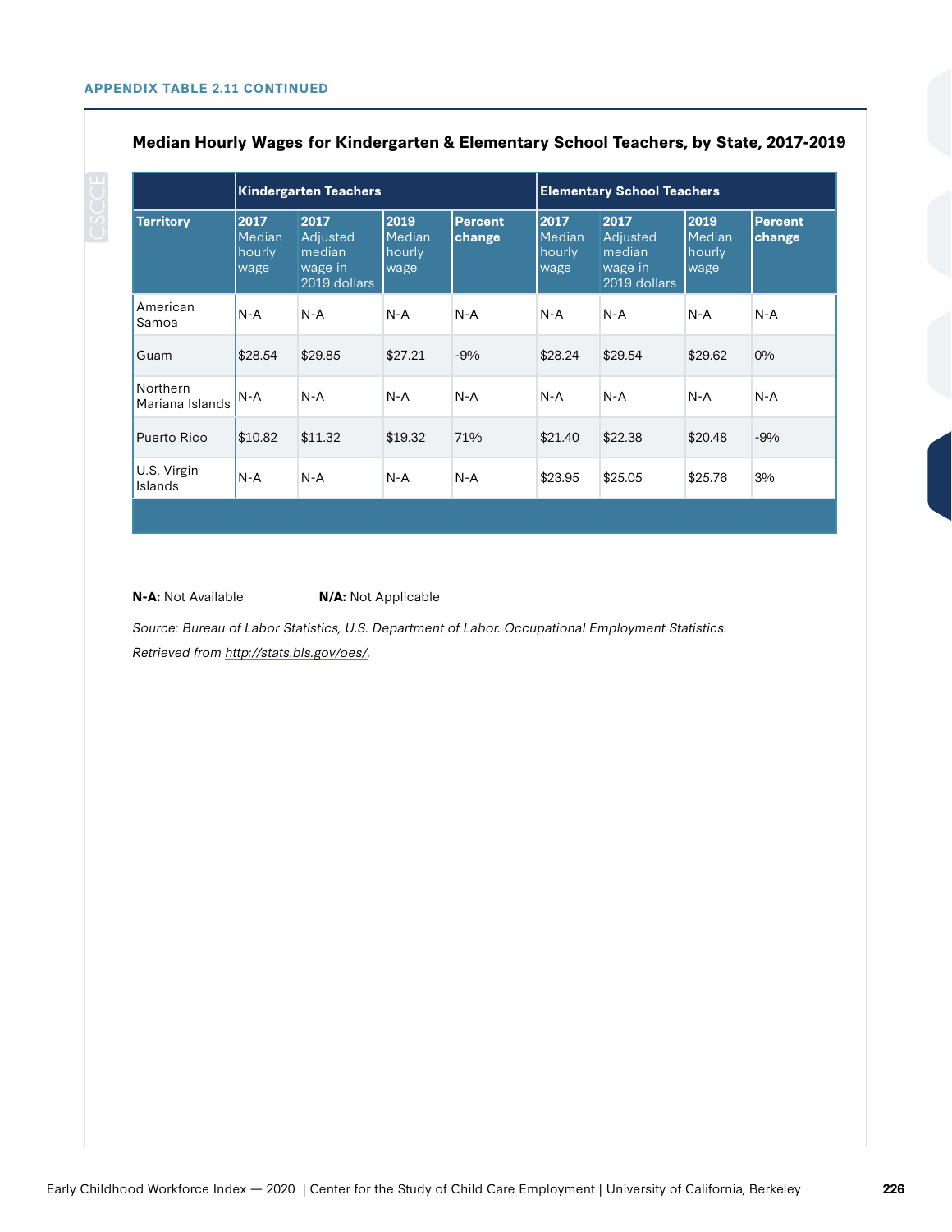**APPENDIX TABLE 2.11 CONTINUED**

### Median Hourly Wages for Kindergarten & Elementary School Teachers, by State, 2017-2019

| | Kindergarten Teachers | | | | Elementary School Teachers | | | |
|---|---|---|---|---|---|---|---|---|
| **Territory** | **2017** Median hourly wage | **2017** Adjusted median wage in 2019 dollars | **2019** Median hourly wage | **Percent change** | **2017** Median hourly wage | **2017** Adjusted median wage in 2019 dollars | **2019** Median hourly wage | **Percent change** |
| American Samoa | N-A | N-A | N-A | N-A | N-A | N-A | N-A | N-A |
| Guam | $28.54 | $29.85 | $27.21 | -9% | $28.24 | $29.54 | $29.62 | 0% |
| Northern Mariana Islands | N-A | N-A | N-A | N-A | N-A | N-A | N-A | N-A |
| Puerto Rico | $10.82 | $11.32 | $19.32 | 71% | $21.40 | $22.38 | $20.48 | -9% |
| U.S. Virgin Islands | N-A | N-A | N-A | N-A | $23.95 | $25.05 | $25.76 | 3% |

**N-A:** Not Available **N/A:** Not Applicable

*Source: Bureau of Labor Statistics, U.S. Department of Labor. Occupational Employment Statistics.*

*Retrieved from http://stats.bls.gov/oes/.*